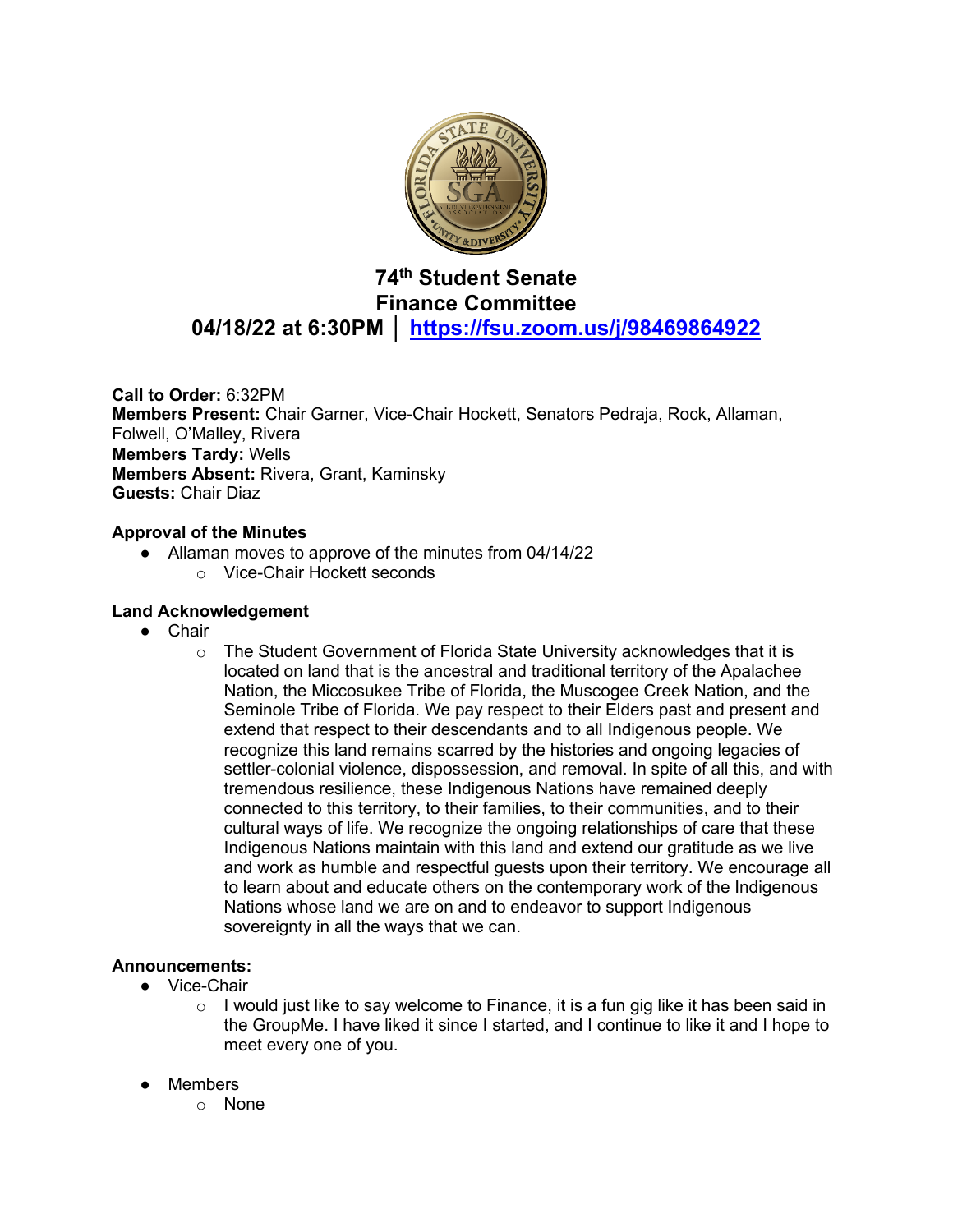# 74th Student Senate
# Finance Committee
## 04/18/22 at 6:30PM │ [https://fsu.zoom.us/j/98469864922](https://fsu.zoom.us/j/98469864922)

**Call to Order:** 6:32PM
**Members Present:** Chair Garner, Vice-Chair Hockett, Senators Pedraja, Rock, Allaman, Folwell, O'Malley, Rivera
**Members Tardy:** Wells
**Members Absent:** Rivera, Grant, Kaminsky
**Guests:** Chair Diaz

### Approval of the Minutes

- Allaman moves to approve of the minutes from 04/14/22
    - Vice-Chair Hockett seconds

### Land Acknowledgement

- Chair
    - The Student Government of Florida State University acknowledges that it is located on land that is the ancestral and traditional territory of the Apalachee Nation, the Miccosukee Tribe of Florida, the Muscogee Creek Nation, and the Seminole Tribe of Florida. We pay respect to their Elders past and present and extend that respect to their descendants and to all Indigenous people. We recognize this land remains scarred by the histories and ongoing legacies of settler-colonial violence, dispossession, and removal. In spite of all this, and with tremendous resilience, these Indigenous Nations have remained deeply connected to this territory, to their families, to their communities, and to their cultural ways of life. We recognize the ongoing relationships of care that these Indigenous Nations maintain with this land and extend our gratitude as we live and work as humble and respectful guests upon their territory. We encourage all to learn about and educate others on the contemporary work of the Indigenous Nations whose land we are on and to endeavor to support Indigenous sovereignty in all the ways that we can.

### Announcements:

- Vice-Chair
    - I would just like to say welcome to Finance, it is a fun gig like it has been said in the GroupMe. I have liked it since I started, and I continue to like it and I hope to meet every one of you.

- Members
    - None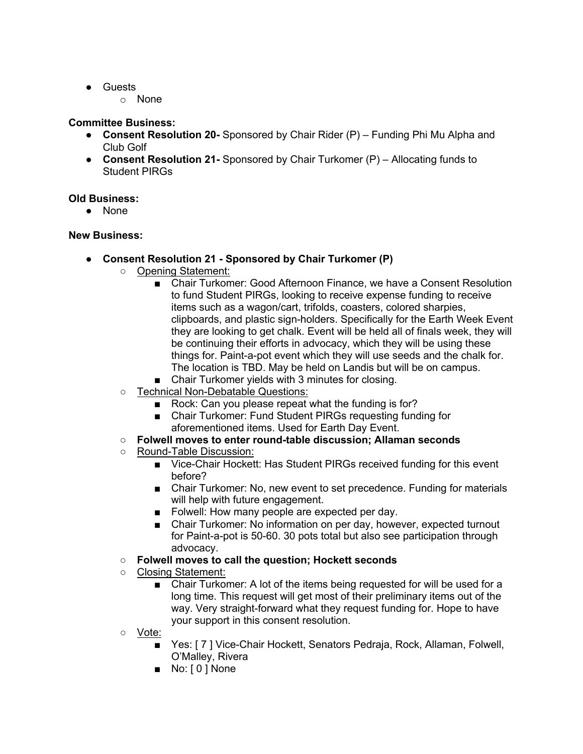- Guests
  - None

**Committee Business:**

- **Consent Resolution 20-** Sponsored by Chair Rider (P) – Funding Phi Mu Alpha and Club Golf
- **Consent Resolution 21-** Sponsored by Chair Turkomer (P) – Allocating funds to Student PIRGs

**Old Business:**

- None

**New Business:**

- **Consent Resolution 21 - Sponsored by Chair Turkomer (P)**
  - <u>Opening Statement:</u>
    - Chair Turkomer: Good Afternoon Finance, we have a Consent Resolution to fund Student PIRGs, looking to receive expense funding to receive items such as a wagon/cart, trifolds, coasters, colored sharpies, clipboards, and plastic sign-holders. Specifically for the Earth Week Event they are looking to get chalk. Event will be held all of finals week, they will be continuing their efforts in advocacy, which they will be using these things for. Paint-a-pot event which they will use seeds and the chalk for. The location is TBD. May be held on Landis but will be on campus.
    - Chair Turkomer yields with 3 minutes for closing.
  - <u>Technical Non-Debatable Questions:</u>
    - Rock: Can you please repeat what the funding is for?
    - Chair Turkomer: Fund Student PIRGs requesting funding for aforementioned items. Used for Earth Day Event.
  - **Folwell moves to enter round-table discussion; Allaman seconds**
  - <u>Round-Table Discussion:</u>
    - Vice-Chair Hockett: Has Student PIRGs received funding for this event before?
    - Chair Turkomer: No, new event to set precedence. Funding for materials will help with future engagement.
    - Folwell: How many people are expected per day.
    - Chair Turkomer: No information on per day, however, expected turnout for Paint-a-pot is 50-60. 30 pots total but also see participation through advocacy.
  - **Folwell moves to call the question; Hockett seconds**
  - <u>Closing Statement:</u>
    - Chair Turkomer: A lot of the items being requested for will be used for a long time. This request will get most of their preliminary items out of the way. Very straight-forward what they request funding for. Hope to have your support in this consent resolution.
  - <u>Vote:</u>
    - Yes: [ 7 ] Vice-Chair Hockett, Senators Pedraja, Rock, Allaman, Folwell, O'Malley, Rivera
    - No: [ 0 ] None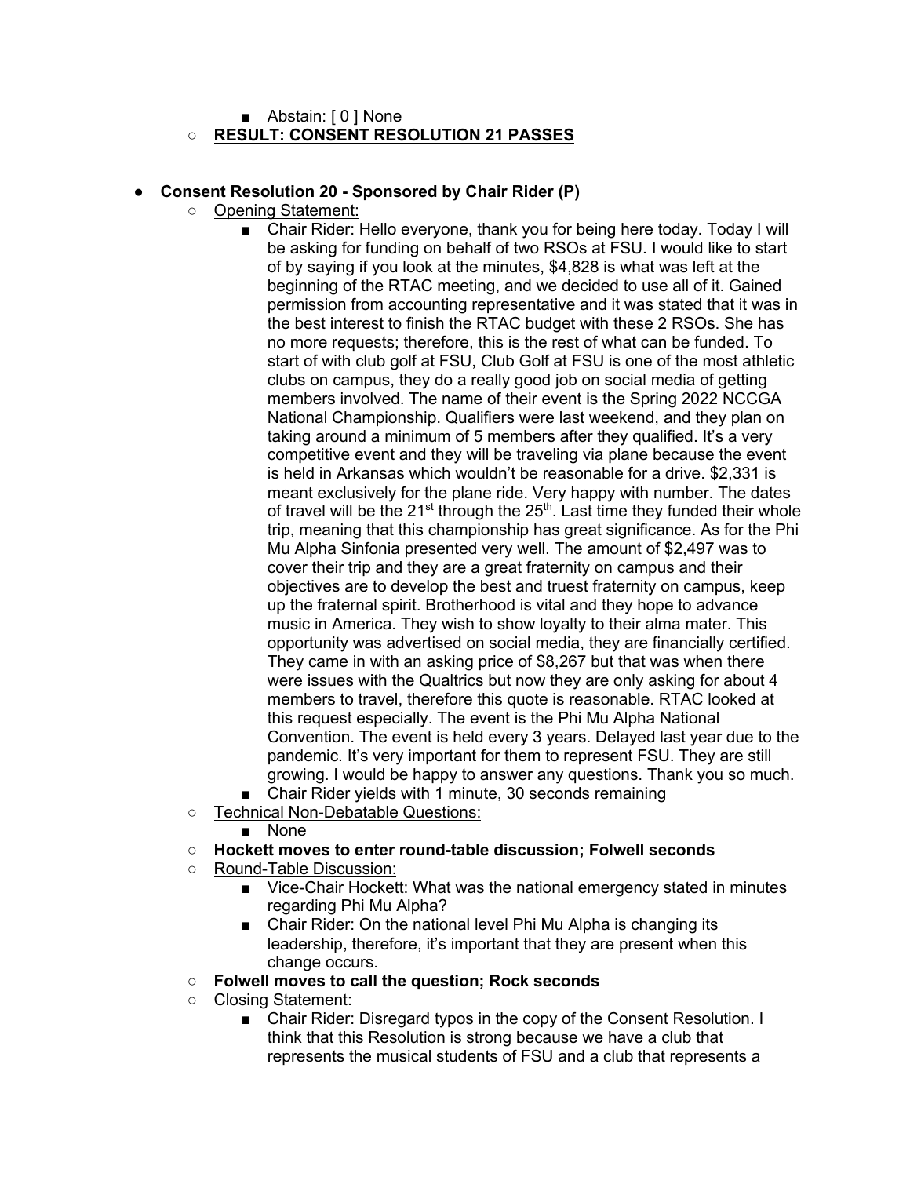- Abstain: [ 0 ] None
- **RESULT: CONSENT RESOLUTION 21 PASSES**

- **Consent Resolution 20 - Sponsored by Chair Rider (P)**
  - Opening Statement:
    - Chair Rider: Hello everyone, thank you for being here today. Today I will be asking for funding on behalf of two RSOs at FSU. I would like to start of by saying if you look at the minutes, $4,828 is what was left at the beginning of the RTAC meeting, and we decided to use all of it. Gained permission from accounting representative and it was stated that it was in the best interest to finish the RTAC budget with these 2 RSOs. She has no more requests; therefore, this is the rest of what can be funded. To start of with club golf at FSU, Club Golf at FSU is one of the most athletic clubs on campus, they do a really good job on social media of getting members involved. The name of their event is the Spring 2022 NCCGA National Championship. Qualifiers were last weekend, and they plan on taking around a minimum of 5 members after they qualified. It's a very competitive event and they will be traveling via plane because the event is held in Arkansas which wouldn't be reasonable for a drive. $2,331 is meant exclusively for the plane ride. Very happy with number. The dates of travel will be the 21st through the 25th. Last time they funded their whole trip, meaning that this championship has great significance. As for the Phi Mu Alpha Sinfonia presented very well. The amount of $2,497 was to cover their trip and they are a great fraternity on campus and their objectives are to develop the best and truest fraternity on campus, keep up the fraternal spirit. Brotherhood is vital and they hope to advance music in America. They wish to show loyalty to their alma mater. This opportunity was advertised on social media, they are financially certified. They came in with an asking price of $8,267 but that was when there were issues with the Qualtrics but now they are only asking for about 4 members to travel, therefore this quote is reasonable. RTAC looked at this request especially. The event is the Phi Mu Alpha National Convention. The event is held every 3 years. Delayed last year due to the pandemic. It's very important for them to represent FSU. They are still growing. I would be happy to answer any questions. Thank you so much.
    - Chair Rider yields with 1 minute, 30 seconds remaining
  - Technical Non-Debatable Questions:
    - None
  - **Hockett moves to enter round-table discussion; Folwell seconds**
  - Round-Table Discussion:
    - Vice-Chair Hockett: What was the national emergency stated in minutes regarding Phi Mu Alpha?
    - Chair Rider: On the national level Phi Mu Alpha is changing its leadership, therefore, it's important that they are present when this change occurs.
  - **Folwell moves to call the question; Rock seconds**
  - Closing Statement:
    - Chair Rider: Disregard typos in the copy of the Consent Resolution. I think that this Resolution is strong because we have a club that represents the musical students of FSU and a club that represents a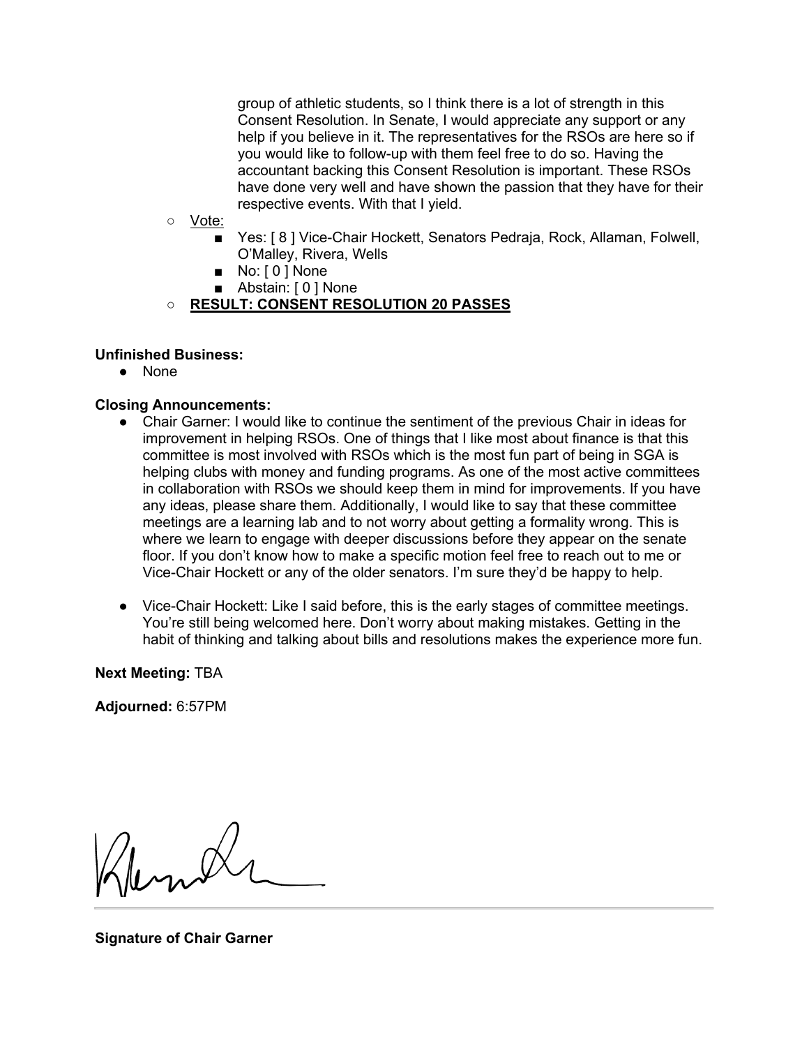group of athletic students, so I think there is a lot of strength in this Consent Resolution. In Senate, I would appreciate any support or any help if you believe in it. The representatives for the RSOs are here so if you would like to follow-up with them feel free to do so. Having the accountant backing this Consent Resolution is important. These RSOs have done very well and have shown the passion that they have for their respective events. With that I yield.

- Vote:
  - Yes: [ 8 ] Vice-Chair Hockett, Senators Pedraja, Rock, Allaman, Folwell, O'Malley, Rivera, Wells
  - No: [ 0 ] None
  - Abstain: [ 0 ] None
- **RESULT: CONSENT RESOLUTION 20 PASSES**

**Unfinished Business:**

- None

**Closing Announcements:**

- Chair Garner: I would like to continue the sentiment of the previous Chair in ideas for improvement in helping RSOs. One of things that I like most about finance is that this committee is most involved with RSOs which is the most fun part of being in SGA is helping clubs with money and funding programs. As one of the most active committees in collaboration with RSOs we should keep them in mind for improvements. If you have any ideas, please share them. Additionally, I would like to say that these committee meetings are a learning lab and to not worry about getting a formality wrong. This is where we learn to engage with deeper discussions before they appear on the senate floor. If you don't know how to make a specific motion feel free to reach out to me or Vice-Chair Hockett or any of the older senators. I'm sure they'd be happy to help.

- Vice-Chair Hockett: Like I said before, this is the early stages of committee meetings. You're still being welcomed here. Don't worry about making mistakes. Getting in the habit of thinking and talking about bills and resolutions makes the experience more fun.

**Next Meeting:** TBA

**Adjourned:** 6:57PM

**Signature of Chair Garner**